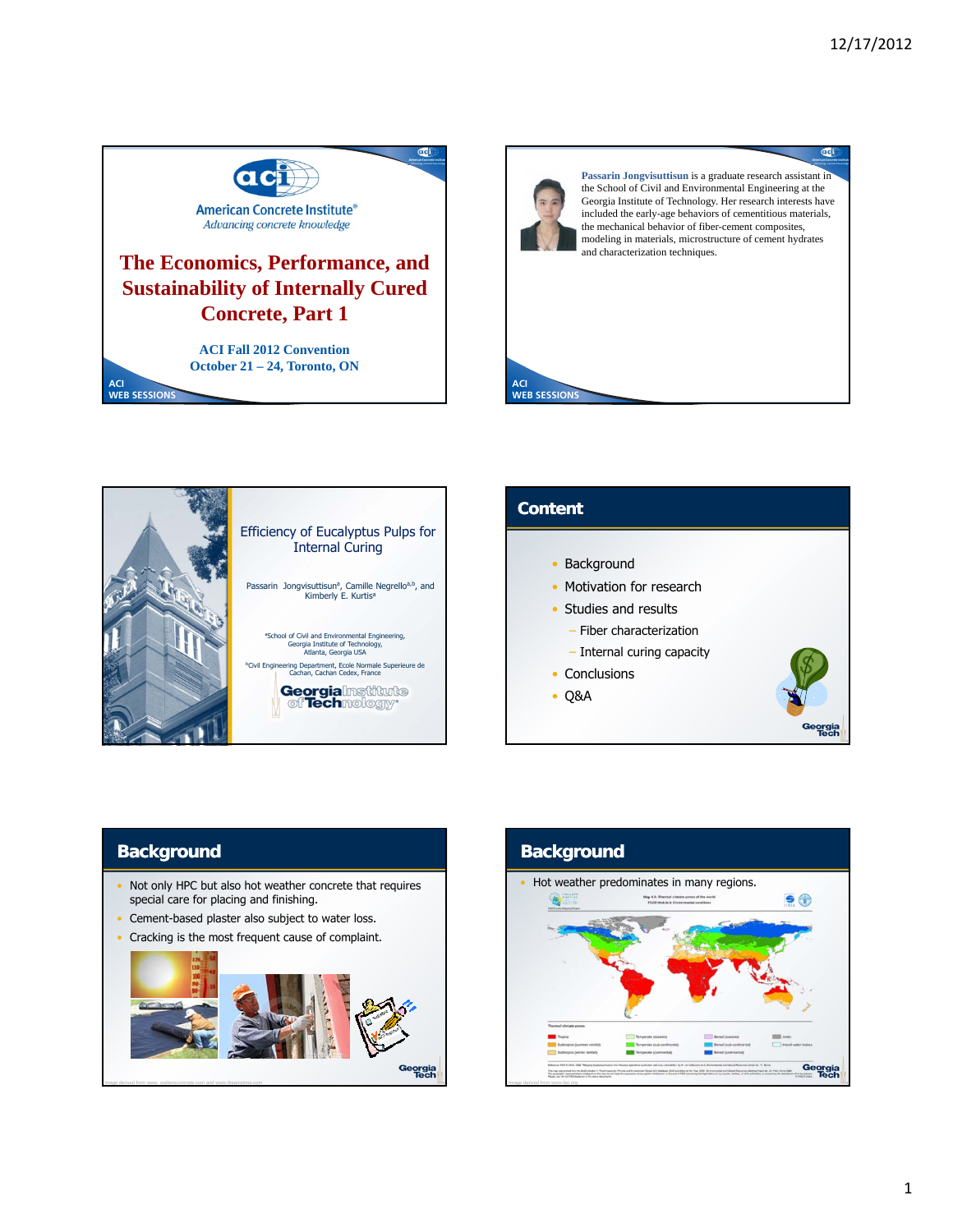## The Economics, Performance, and Sustainability of Internally Cured Concrete, Part 1

American Concrete Institute®
*Advancing concrete knowledge*

ACI Fall 2012 Convention
October 21 – 24, Toronto, ON

ACI WEB SESSIONS

---

**Passarin Jongvisuttisun** is a graduate research assistant in the School of Civil and Environmental Engineering at the Georgia Institute of Technology. Her research interests have included the early-age behaviors of cementitious materials, the mechanical behavior of fiber-cement composites, modeling in materials, microstructure of cement hydrates and characterization techniques.

---

## Efficiency of Eucalyptus Pulps for Internal Curing

Passarin Jongvisuttisun[a], Camille Negrello[a,b], and Kimberly E. Kurtis[a]

[a]School of Civil and Environmental Engineering, Georgia Institute of Technology, Atlanta, Georgia USA

[b]Civil Engineering Department, Ecole Normale Superieure de Cachan, Cachan Cedex, France

Georgia Institute of Technology

---

## Content

- Background
- Motivation for research
- Studies and results
  - Fiber characterization
  - Internal curing capacity
- Conclusions
- Q&A

---

## Background

- Not only HPC but also hot weather concrete that requires special care for placing and finishing.
- Cement-based plaster also subject to water loss.
- Cracking is the most frequent cause of complaint.

Image derived from www. walkerconcrete.com and www.dreamstime.com

---

## Background

- Hot weather predominates in many regions.

Image derived from www.fao.org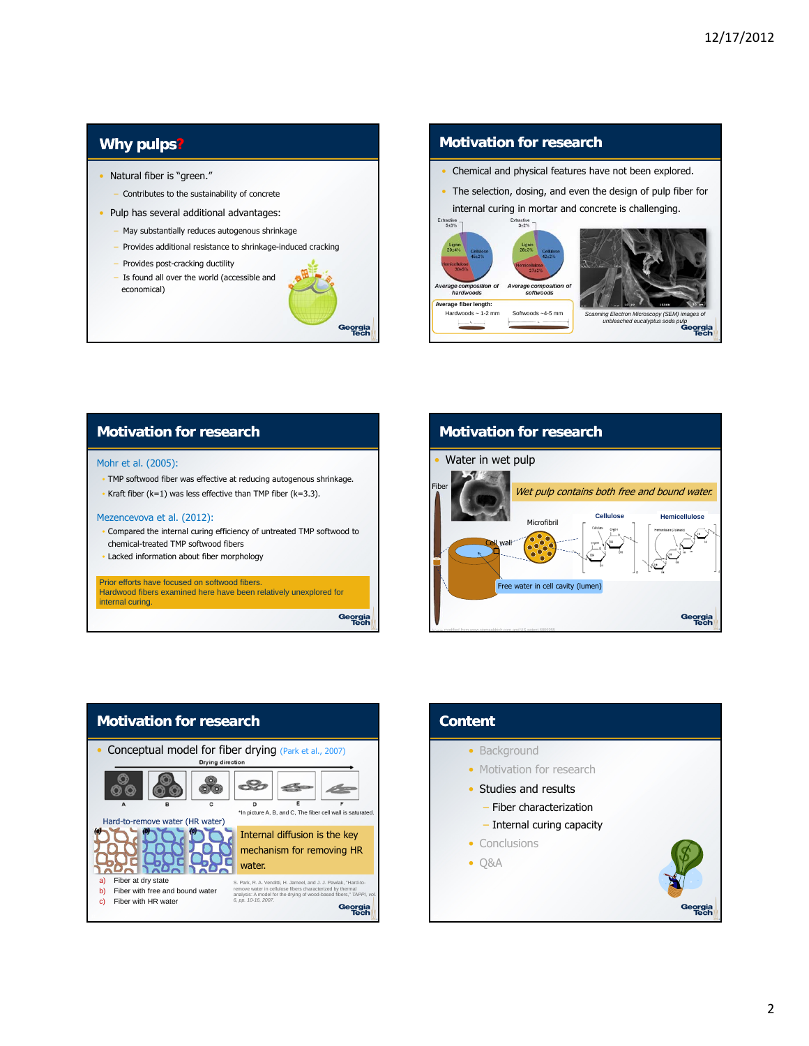## Why pulps?

- Natural fiber is "green."
  - Contributes to the sustainability of concrete
- Pulp has several additional advantages:
  - May substantially reduces autogenous shrinkage
  - Provides additional resistance to shrinkage-induced cracking
  - Provides post-cracking ductility
  - Is found all over the world (accessible and economical)

## Motivation for research

- Chemical and physical features have not been explored.
- The selection, dosing, and even the design of pulp fiber for internal curing in mortar and concrete is challenging.

Extractive 5±3%, Lignin 20±4%, Cellulose 45±2%, Hemicellulose 30±5%

*Average composition of hardwoods*

Extractive 3±2%, Lignin 28±3%, Cellulose 42±2%, Hemicellulose 27±2%

*Average composition of softwoods*

Average fiber length:
Hardwoods ~ 1-2 mm
Softwoods ~4-5 mm

*Scanning Electron Microscopy (SEM) images of unbleached eucalyptus soda pulp*

## Motivation for research

Mohr et al. (2005):
- TMP softwood fiber was effective at reducing autogenous shrinkage.
- Kraft fiber (k=1) was less effective than TMP fiber (k=3.3).

Mezencevova et al. (2012):
- Compared the internal curing efficiency of untreated TMP softwood to chemical-treated TMP softwood fibers
- Lacked information about fiber morphology

Prior efforts have focused on softwood fibers.
Hardwood fibers examined here have been relatively unexplored for internal curing.

## Motivation for research

- Water in wet pulp

Fiber

*Wet pulp contains both free and bound water.*

Microfibril, Cellulose, Hemicellulose, Cell wall

Free water in cell cavity (lumen)

## Motivation for research

- Conceptual model for fiber drying (Park et al., 2007)

Drying direction

A, B, C, D, E, F

*In picture A, B, and C, The fiber cell wall is saturated.

Hard-to-remove water (HR water)

Internal diffusion is the key mechanism for removing HR water.

a) Fiber at dry state
b) Fiber with free and bound water
c) Fiber with HR water

S. Park, R. A. Venditti, H. Jameel, and J. J. Pawlak, "Hard-to-remove water in cellulose fibers characterized by thermal analysis: A model for the drying of wood-based fibers," *TAPPI, vol. 6, pp. 10-16, 2007.*

## Content

- Background
- Motivation for research
- Studies and results
  - Fiber characterization
  - Internal curing capacity
- Conclusions
- Q&A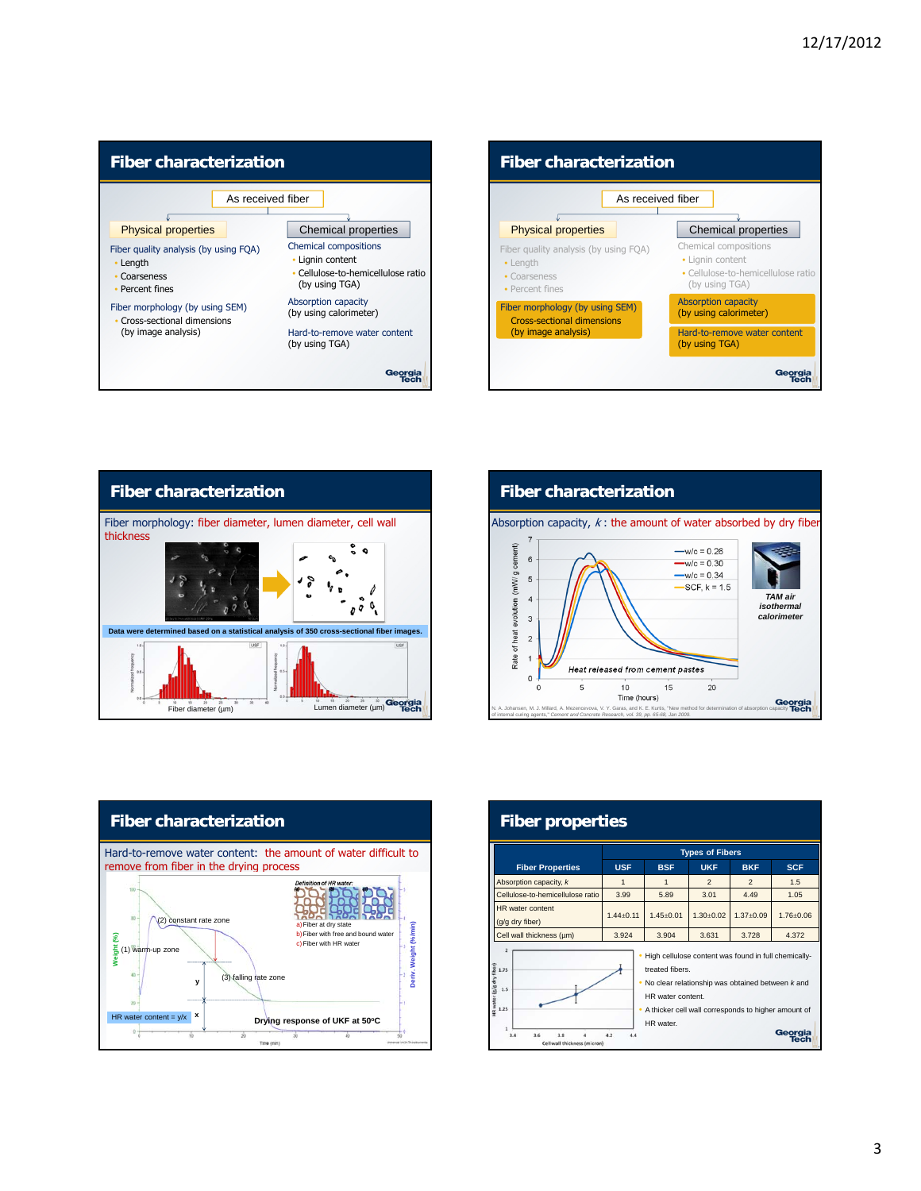## Fiber characterization

As received fiber

**Physical properties**

- Fiber quality analysis (by using FQA)
  - Length
  - Coarseness
  - Percent fines
- Fiber morphology (by using SEM)
  - Cross-sectional dimensions (by image analysis)

**Chemical properties**

- Chemical compositions
  - Lignin content
  - Cellulose-to-hemicellulose ratio (by using TGA)
- Absorption capacity (by using calorimeter)
- Hard-to-remove water content (by using TGA)

## Fiber characterization

As received fiber

**Physical properties**

- Fiber quality analysis (by using FQA)
  - Length
  - Coarseness
  - Percent fines
- Fiber morphology (by using SEM)
  - Cross-sectional dimensions (by image analysis)

**Chemical properties**

- Chemical compositions
  - Lignin content
  - Cellulose-to-hemicellulose ratio (by using TGA)
- Absorption capacity (by using calorimeter)
- Hard-to-remove water content (by using TGA)

## Fiber characterization

Fiber morphology: fiber diameter, lumen diameter, cell wall thickness

Data were determined based on a statistical analysis of 350 cross-sectional fiber images.

Fiber diameter (μm) — Lumen diameter (μm)

## Fiber characterization

Absorption capacity, $k$: the amount of water absorbed by dry fiber

w/c = 0.26; w/c = 0.30; w/c = 0.34; SCF, k = 1.5

Heat released from cement pastes

Rate of heat evolution (mW/ g cement) vs. Time (hours)

TAM air isothermal calorimeter

N. A. Johansen, M. J. Millard, A. Mezencevova, V. Y. Garas, and K. E. Kurtis, "New method for determination of absorption capacity of internal curing agents," *Cement and Concrete Research*, vol. 39, pp. 65-68, Jan 2009.

## Fiber characterization

Hard-to-remove water content: the amount of water difficult to remove from fiber in the drying process

Definition of HR water:
a) Fiber at dry state
b) Fiber with free and bound water
c) Fiber with HR water

(1) warm-up zone; (2) constant rate zone; (3) falling rate zone

HR water content = y/x

Drying response of UKF at 50°C

## Fiber properties

| Fiber Properties | Types of Fibers | | | | |
|---|---|---|---|---|---|
| | USF | BSF | UKF | BKF | SCF |
| Absorption capacity, $k$ | 1 | 1 | 2 | 2 | 1.5 |
| Cellulose-to-hemicellulose ratio | 3.99 | 5.89 | 3.01 | 4.49 | 1.05 |
| HR water content (g/g dry fiber) | 1.44±0.11 | 1.45±0.01 | 1.30±0.02 | 1.37±0.09 | 1.76±0.06 |
| Cell wall thickness (μm) | 3.924 | 3.904 | 3.631 | 3.728 | 4.372 |

HR water (g/g dry fiber) vs. Cellwall thickness (micron)

- High cellulose content was found in full chemically-treated fibers.
- No clear relationship was obtained between $k$ and HR water content.
- A thicker cell wall corresponds to higher amount of HR water.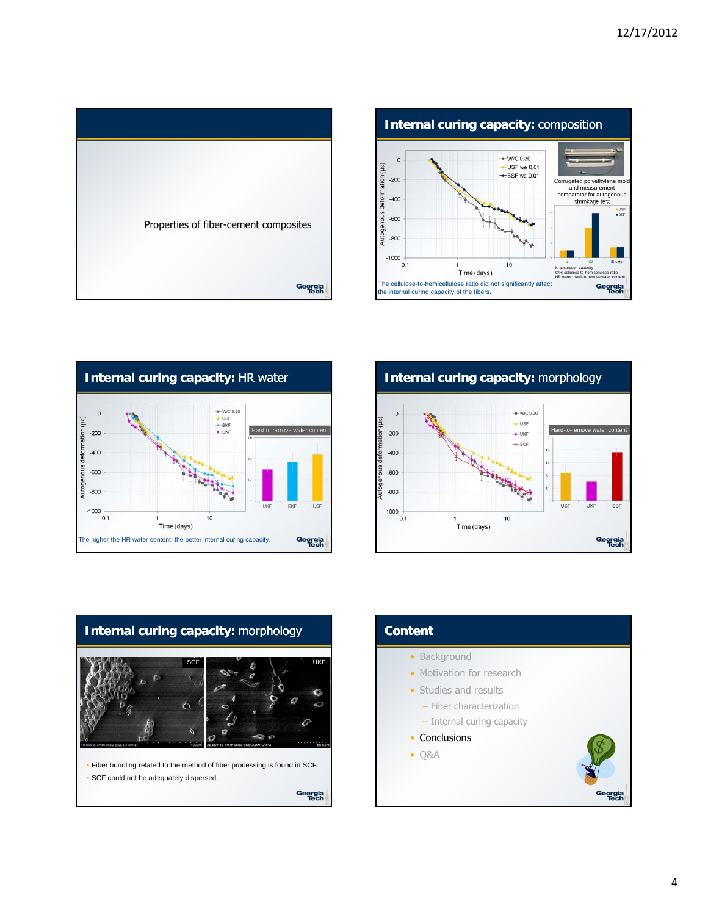Properties of fiber-cement composites

## Internal curing capacity: composition

Corrugated polyethylene mold and measurement comparator for autogenous shrinkage test

k: absorption capacity
C/H: cellulose-to-hemicellulose ratio
HR water: hard-to-remove water content

The cellulose-to-hemicellulose ratio did not significantly affect the internal curing capacity of the fibers.

## Internal curing capacity: HR water

Hard-to-remove water content

The higher the HR water content, the better internal curing capacity.

## Internal curing capacity: morphology

Hard-to-remove water content

## Internal curing capacity: morphology

- Fiber bundling related to the method of fiber processing is found in SCF.
- SCF could not be adequately dispersed.

## Content

- Background
- Motivation for research
- Studies and results
  - Fiber characterization
  - Internal curing capacity
- Conclusions
- Q&A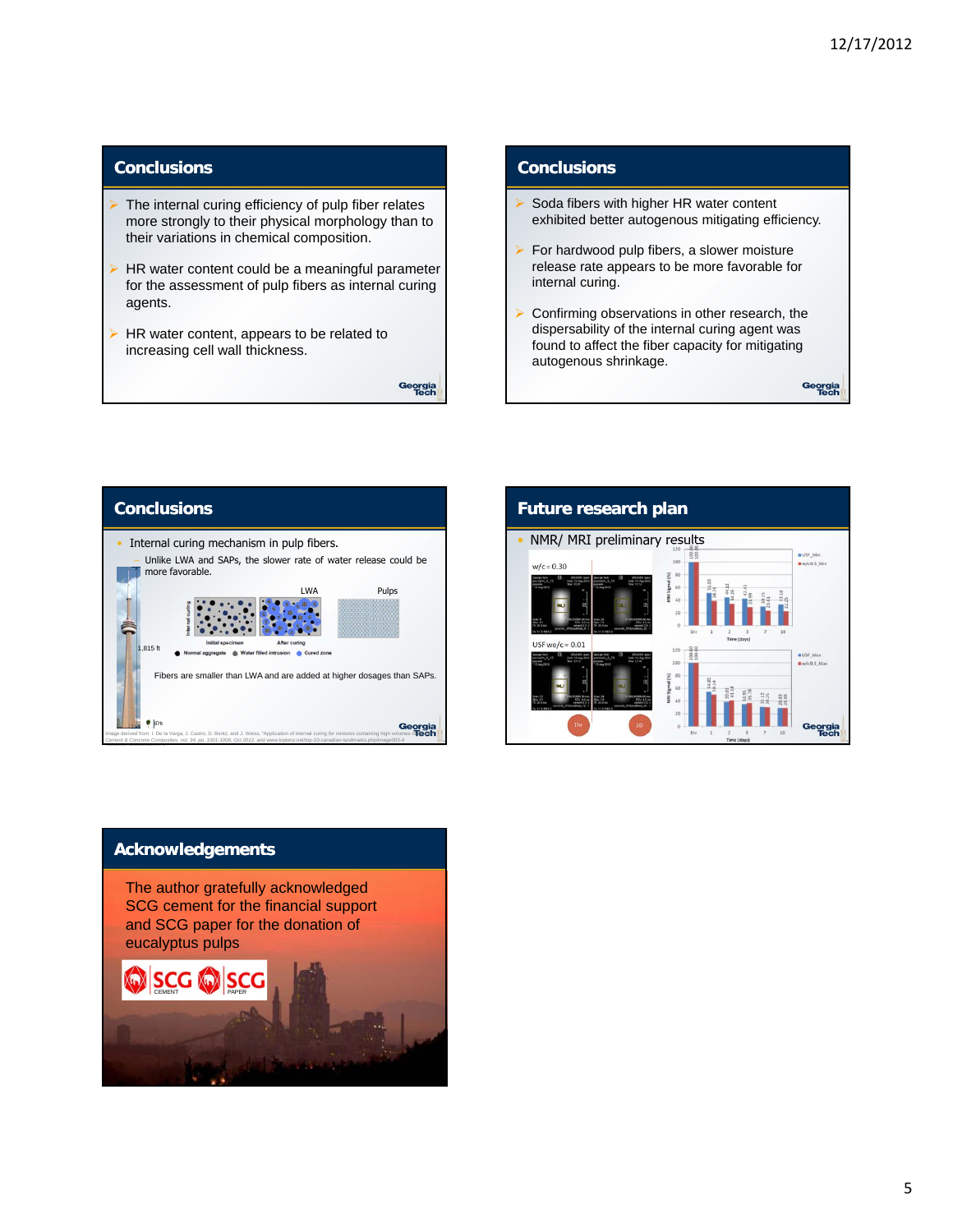## Conclusions

- The internal curing efficiency of pulp fiber relates more strongly to their physical morphology than to their variations in chemical composition.
- HR water content could be a meaningful parameter for the assessment of pulp fibers as internal curing agents.
- HR water content, appears to be related to increasing cell wall thickness.

## Conclusions

- Soda fibers with higher HR water content exhibited better autogenous mitigating efficiency.
- For hardwood pulp fibers, a slower moisture release rate appears to be more favorable for internal curing.
- Confirming observations in other research, the dispersability of the internal curing agent was found to affect the fiber capacity for mitigating autogenous shrinkage.

## Conclusions

- Internal curing mechanism in pulp fibers.
  - Unlike LWA and SAPs, the slower rate of water release could be more favorable.

LWA

Pulps

Internal curing

Initial specimen

After curing

Normal aggregate

Water filled intrusion

Cured zone

1,815 ft

Fibers are smaller than LWA and are added at higher dosages than SAPs.

Image derived from: I. De la Varga, J. Castro, D. Bentz, and J. Weiss, "Application of internal curing for mixtures containing high volumes of ... Cement & Concrete Composites, vol. 34, pp. 1001-1008, Oct 2012. and www.toptenz.net/top-10-canadian-landmarks.php#image003-4

## Future research plan

- NMR/ MRI preliminary results

w/c = 0.30

USF we/c = 0.01

1hr

10

MRI Signal (%)

Time (days)

USF_Min

w/c0.3_Min

USF_Mix

w/c0.3_Mix

## Acknowledgements

The author gratefully acknowledged SCG cement for the financial support and SCG paper for the donation of eucalyptus pulps

SCG CEMENT

SCG PAPER